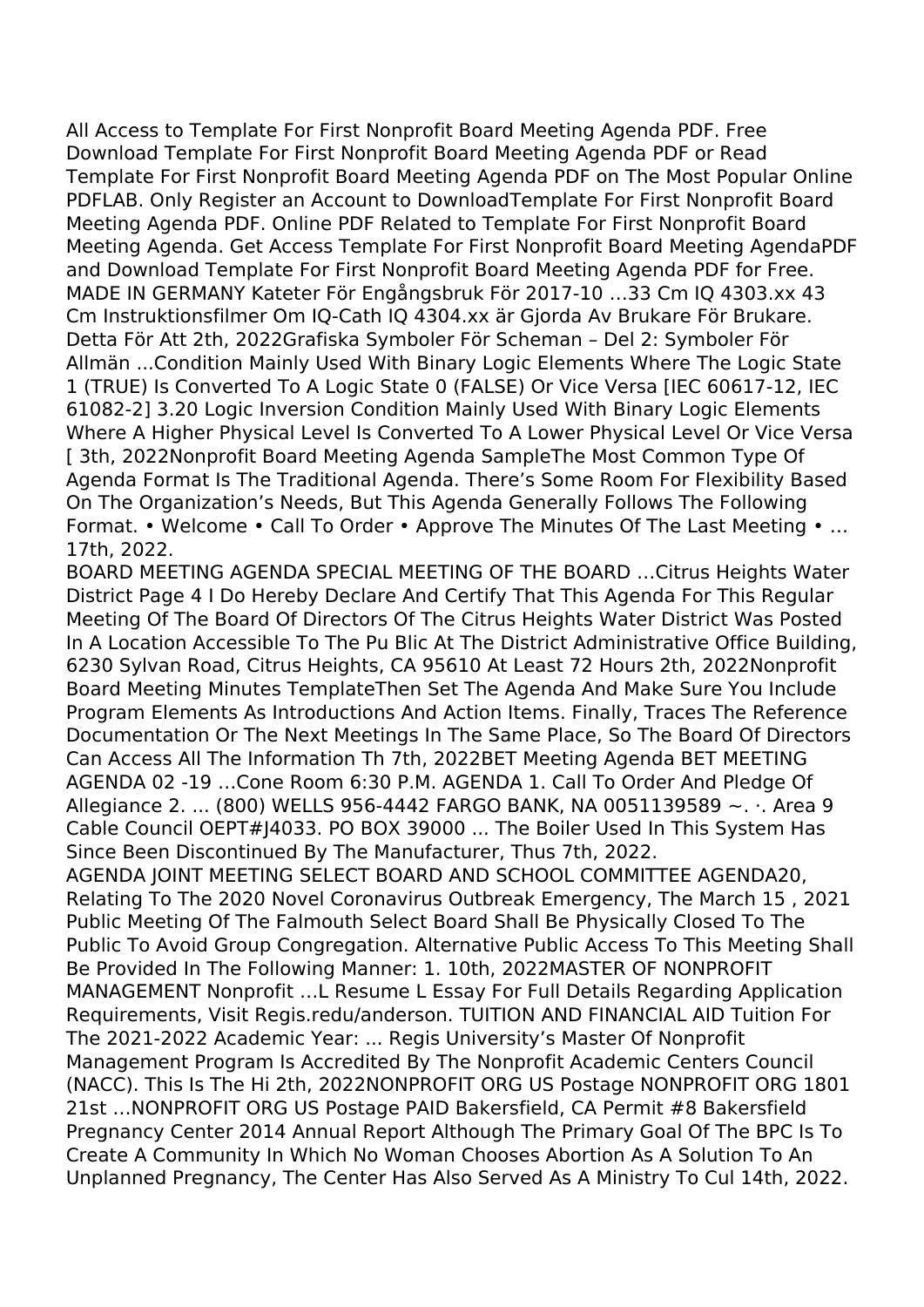All Access to Template For First Nonprofit Board Meeting Agenda PDF. Free Download Template For First Nonprofit Board Meeting Agenda PDF or Read Template For First Nonprofit Board Meeting Agenda PDF on The Most Popular Online PDFLAB. Only Register an Account to DownloadTemplate For First Nonprofit Board Meeting Agenda PDF. Online PDF Related to Template For First Nonprofit Board Meeting Agenda. Get Access Template For First Nonprofit Board Meeting AgendaPDF and Download Template For First Nonprofit Board Meeting Agenda PDF for Free.
MADE IN GERMANY Kateter För Engångsbruk För 2017-10 …33 Cm IQ 4303.xx 43 Cm Instruktionsfilmer Om IQ-Cath IQ 4304.xx är Gjorda Av Brukare För Brukare. Detta För Att 2th, 2022Grafiska Symboler För Scheman – Del 2: Symboler För Allmän ...Condition Mainly Used With Binary Logic Elements Where The Logic State 1 (TRUE) Is Converted To A Logic State 0 (FALSE) Or Vice Versa [IEC 60617-12, IEC 61082-2] 3.20 Logic Inversion Condition Mainly Used With Binary Logic Elements Where A Higher Physical Level Is Converted To A Lower Physical Level Or Vice Versa [ 3th, 2022Nonprofit Board Meeting Agenda SampleThe Most Common Type Of Agenda Format Is The Traditional Agenda. There's Some Room For Flexibility Based On The Organization's Needs, But This Agenda Generally Follows The Following Format. • Welcome • Call To Order • Approve The Minutes Of The Last Meeting • … 17th, 2022.
BOARD MEETING AGENDA SPECIAL MEETING OF THE BOARD …Citrus Heights Water District Page 4 I Do Hereby Declare And Certify That This Agenda For This Regular Meeting Of The Board Of Directors Of The Citrus Heights Water District Was Posted In A Location Accessible To The Pu Blic At The District Administrative Office Building, 6230 Sylvan Road, Citrus Heights, CA 95610 At Least 72 Hours 2th, 2022Nonprofit Board Meeting Minutes TemplateThen Set The Agenda And Make Sure You Include Program Elements As Introductions And Action Items. Finally, Traces The Reference Documentation Or The Next Meetings In The Same Place, So The Board Of Directors Can Access All The Information Th 7th, 2022BET Meeting Agenda BET MEETING AGENDA 02 -19 …Cone Room 6:30 P.M. AGENDA 1. Call To Order And Pledge Of Allegiance 2. ... (800) WELLS 956-4442 FARGO BANK, NA 0051139589 ~. ·. Area 9 Cable Council OEPT#J4033. PO BOX 39000 ... The Boiler Used In This System Has Since Been Discontinued By The Manufacturer, Thus 7th, 2022.
AGENDA JOINT MEETING SELECT BOARD AND SCHOOL COMMITTEE AGENDA20, Relating To The 2020 Novel Coronavirus Outbreak Emergency, The March 15 , 2021 Public Meeting Of The Falmouth Select Board Shall Be Physically Closed To The Public To Avoid Group Congregation. Alternative Public Access To This Meeting Shall Be Provided In The Following Manner: 1. 10th, 2022MASTER OF NONPROFIT MANAGEMENT Nonprofit …L Resume L Essay For Full Details Regarding Application Requirements, Visit Regis.redu/anderson. TUITION AND FINANCIAL AID Tuition For The 2021-2022 Academic Year: ... Regis University's Master Of Nonprofit Management Program Is Accredited By The Nonprofit Academic Centers Council (NACC). This Is The Hi 2th, 2022NONPROFIT ORG US Postage NONPROFIT ORG 1801 21st …NONPROFIT ORG US Postage PAID Bakersfield, CA Permit #8 Bakersfield Pregnancy Center 2014 Annual Report Although The Primary Goal Of The BPC Is To Create A Community In Which No Woman Chooses Abortion As A Solution To An Unplanned Pregnancy, The Center Has Also Served As A Ministry To Cul 14th, 2022.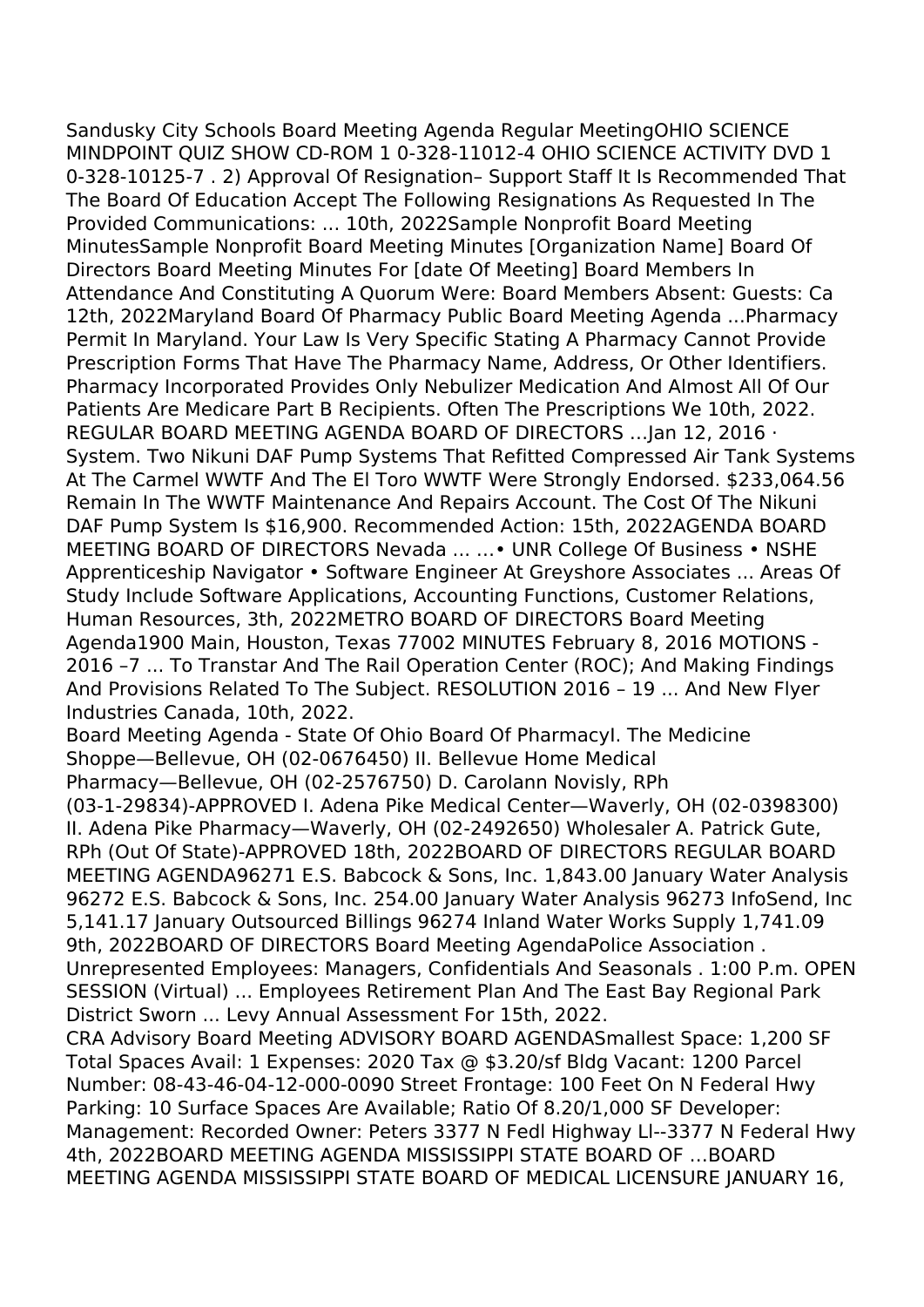Sandusky City Schools Board Meeting Agenda Regular MeetingOHIO SCIENCE MINDPOINT QUIZ SHOW CD-ROM 1 0-328-11012-4 OHIO SCIENCE ACTIVITY DVD 1 0-328-10125-7 . 2) Approval Of Resignation– Support Staff It Is Recommended That The Board Of Education Accept The Following Resignations As Requested In The Provided Communications: ... 10th, 2022Sample Nonprofit Board Meeting MinutesSample Nonprofit Board Meeting Minutes [Organization Name] Board Of Directors Board Meeting Minutes For [date Of Meeting] Board Members In Attendance And Constituting A Quorum Were: Board Members Absent: Guests: Ca 12th, 2022Maryland Board Of Pharmacy Public Board Meeting Agenda ...Pharmacy Permit In Maryland. Your Law Is Very Specific Stating A Pharmacy Cannot Provide Prescription Forms That Have The Pharmacy Name, Address, Or Other Identifiers. Pharmacy Incorporated Provides Only Nebulizer Medication And Almost All Of Our Patients Are Medicare Part B Recipients. Often The Prescriptions We 10th, 2022. REGULAR BOARD MEETING AGENDA BOARD OF DIRECTORS ...Jan 12, 2016 · System. Two Nikuni DAF Pump Systems That Refitted Compressed Air Tank Systems At The Carmel WWTF And The El Toro WWTF Were Strongly Endorsed. $233,064.56 Remain In The WWTF Maintenance And Repairs Account. The Cost Of The Nikuni DAF Pump System Is $16,900. Recommended Action: 15th, 2022AGENDA BOARD MEETING BOARD OF DIRECTORS Nevada ... ...• UNR College Of Business • NSHE Apprenticeship Navigator • Software Engineer At Greyshore Associates ... Areas Of Study Include Software Applications, Accounting Functions, Customer Relations, Human Resources, 3th, 2022METRO BOARD OF DIRECTORS Board Meeting Agenda1900 Main, Houston, Texas 77002 MINUTES February 8, 2016 MOTIONS - 2016 –7 ... To Transtar And The Rail Operation Center (ROC); And Making Findings And Provisions Related To The Subject. RESOLUTION 2016 – 19 ... And New Flyer Industries Canada, 10th, 2022.

Board Meeting Agenda - State Of Ohio Board Of PharmacyI. The Medicine Shoppe—Bellevue, OH (02-0676450) II. Bellevue Home Medical Pharmacy—Bellevue, OH (02-2576750) D. Carolann Novisly, RPh (03-1-29834)-APPROVED I. Adena Pike Medical Center—Waverly, OH (02-0398300) II. Adena Pike Pharmacy—Waverly, OH (02-2492650) Wholesaler A. Patrick Gute, RPh (Out Of State)-APPROVED 18th, 2022BOARD OF DIRECTORS REGULAR BOARD MEETING AGENDA96271 E.S. Babcock & Sons, Inc. 1,843.00 January Water Analysis 96272 E.S. Babcock & Sons, Inc. 254.00 January Water Analysis 96273 InfoSend, Inc 5,141.17 January Outsourced Billings 96274 Inland Water Works Supply 1,741.09 9th, 2022BOARD OF DIRECTORS Board Meeting AgendaPolice Association . Unrepresented Employees: Managers, Confidentials And Seasonals . 1:00 P.m. OPEN SESSION (Virtual) ... Employees Retirement Plan And The East Bay Regional Park District Sworn ... Levy Annual Assessment For 15th, 2022.

CRA Advisory Board Meeting ADVISORY BOARD AGENDASmallest Space: 1,200 SF Total Spaces Avail: 1 Expenses: 2020 Tax @ $3.20/sf Bldg Vacant: 1200 Parcel Number: 08-43-46-04-12-000-0090 Street Frontage: 100 Feet On N Federal Hwy Parking: 10 Surface Spaces Are Available; Ratio Of 8.20/1,000 SF Developer: Management: Recorded Owner: Peters 3377 N Fedl Highway Ll--3377 N Federal Hwy 4th, 2022BOARD MEETING AGENDA MISSISSIPPI STATE BOARD OF ...BOARD MEETING AGENDA MISSISSIPPI STATE BOARD OF MEDICAL LICENSURE JANUARY 16,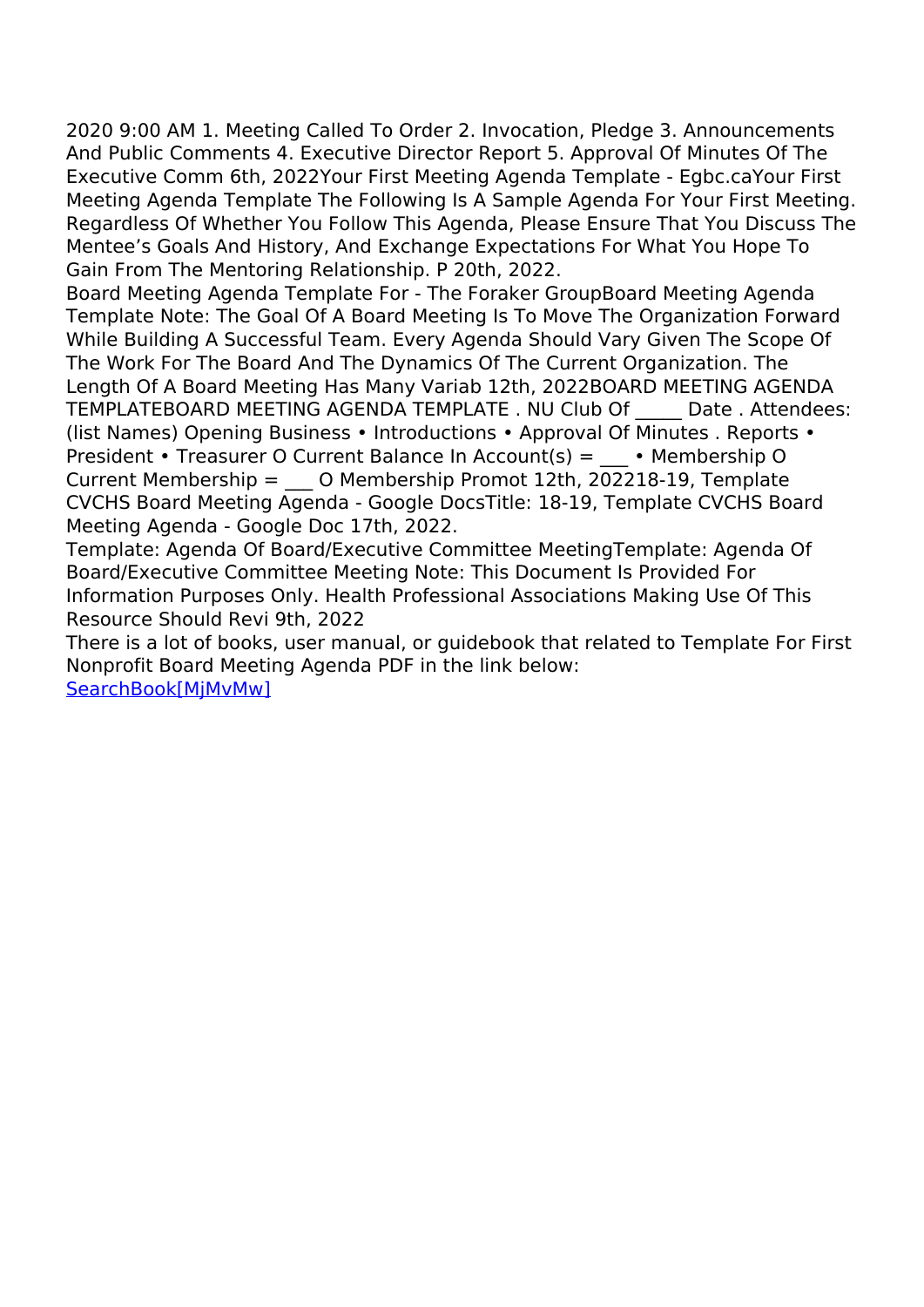2020 9:00 AM 1. Meeting Called To Order 2. Invocation, Pledge 3. Announcements And Public Comments 4. Executive Director Report 5. Approval Of Minutes Of The Executive Comm 6th, 2022Your First Meeting Agenda Template - Egbc.caYour First Meeting Agenda Template The Following Is A Sample Agenda For Your First Meeting. Regardless Of Whether You Follow This Agenda, Please Ensure That You Discuss The Mentee's Goals And History, And Exchange Expectations For What You Hope To Gain From The Mentoring Relationship. P 20th, 2022.

Board Meeting Agenda Template For - The Foraker GroupBoard Meeting Agenda Template Note: The Goal Of A Board Meeting Is To Move The Organization Forward While Building A Successful Team. Every Agenda Should Vary Given The Scope Of The Work For The Board And The Dynamics Of The Current Organization. The Length Of A Board Meeting Has Many Variab 12th, 2022BOARD MEETING AGENDA TEMPLATEBOARD MEETING AGENDA TEMPLATE . NU Club Of _____ Date . Attendees: (list Names) Opening Business • Introductions • Approval Of Minutes . Reports • President • Treasurer O Current Balance In Account(s) = ___ • Membership O Current Membership = ___ O Membership Promot 12th, 202218-19, Template CVCHS Board Meeting Agenda - Google DocsTitle: 18-19, Template CVCHS Board Meeting Agenda - Google Doc 17th, 2022.

Template: Agenda Of Board/Executive Committee MeetingTemplate: Agenda Of Board/Executive Committee Meeting Note: This Document Is Provided For Information Purposes Only. Health Professional Associations Making Use Of This Resource Should Revi 9th, 2022

There is a lot of books, user manual, or guidebook that related to Template For First Nonprofit Board Meeting Agenda PDF in the link below:

[SearchBook[MjMvMw]]